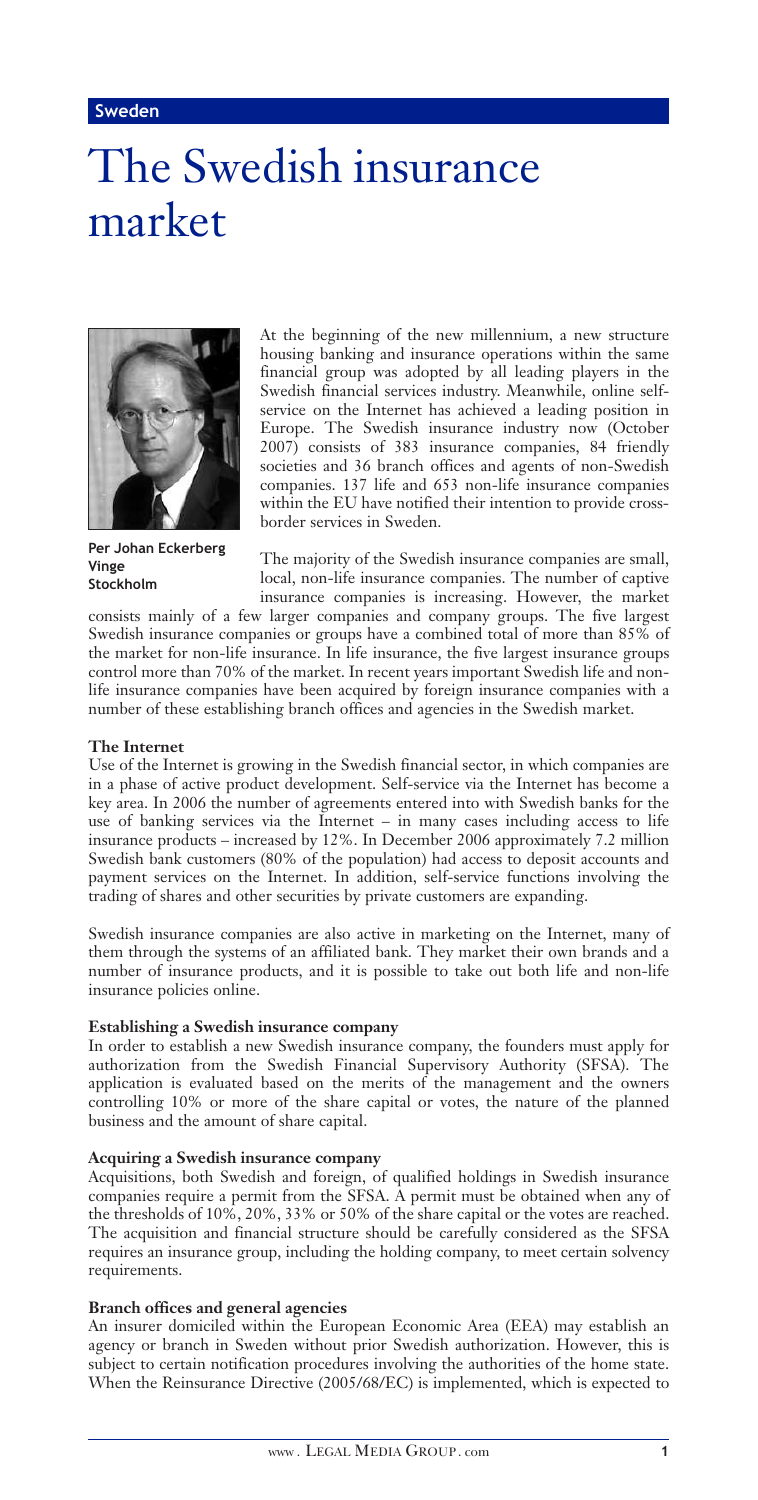# The Swedish insurance market

**Per Johan Eckerberg**
**Vinge**
**Stockholm**

At the beginning of the new millennium, a new structure housing banking and insurance operations within the same financial group was adopted by all leading players in the Swedish financial services industry. Meanwhile, online self-service on the Internet has achieved a leading position in Europe. The Swedish insurance industry now (October 2007) consists of 383 insurance companies, 84 friendly societies and 36 branch offices and agents of non-Swedish companies. 137 life and 653 non-life insurance companies within the EU have notified their intention to provide cross-border services in Sweden.

The majority of the Swedish insurance companies are small, local, non-life insurance companies. The number of captive insurance companies is increasing. However, the market consists mainly of a few larger companies and company groups. The five largest Swedish insurance companies or groups have a combined total of more than 85% of the market for non-life insurance. In life insurance, the five largest insurance groups control more than 70% of the market. In recent years important Swedish life and non-life insurance companies have been acquired by foreign insurance companies with a number of these establishing branch offices and agencies in the Swedish market.

### The Internet

Use of the Internet is growing in the Swedish financial sector, in which companies are in a phase of active product development. Self-service via the Internet has become a key area. In 2006 the number of agreements entered into with Swedish banks for the use of banking services via the Internet – in many cases including access to life insurance products – increased by 12%. In December 2006 approximately 7.2 million Swedish bank customers (80% of the population) had access to deposit accounts and payment services on the Internet. In addition, self-service functions involving the trading of shares and other securities by private customers are expanding.

Swedish insurance companies are also active in marketing on the Internet, many of them through the systems of an affiliated bank. They market their own brands and a number of insurance products, and it is possible to take out both life and non-life insurance policies online.

### Establishing a Swedish insurance company

In order to establish a new Swedish insurance company, the founders must apply for authorization from the Swedish Financial Supervisory Authority (SFSA). The application is evaluated based on the merits of the management and the owners controlling 10% or more of the share capital or votes, the nature of the planned business and the amount of share capital.

### Acquiring a Swedish insurance company

Acquisitions, both Swedish and foreign, of qualified holdings in Swedish insurance companies require a permit from the SFSA. A permit must be obtained when any of the thresholds of 10%, 20%, 33% or 50% of the share capital or the votes are reached. The acquisition and financial structure should be carefully considered as the SFSA requires an insurance group, including the holding company, to meet certain solvency requirements.

### Branch offices and general agencies

An insurer domiciled within the European Economic Area (EEA) may establish an agency or branch in Sweden without prior Swedish authorization. However, this is subject to certain notification procedures involving the authorities of the home state. When the Reinsurance Directive (2005/68/EC) is implemented, which is expected to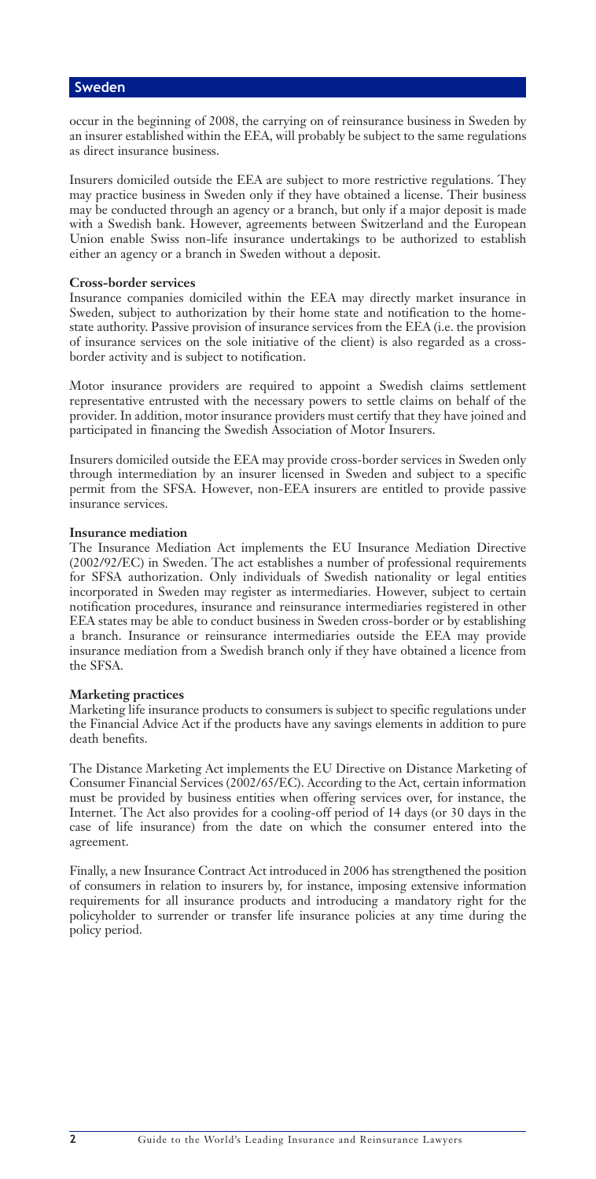occur in the beginning of 2008, the carrying on of reinsurance business in Sweden by an insurer established within the EEA, will probably be subject to the same regulations as direct insurance business.

Insurers domiciled outside the EEA are subject to more restrictive regulations. They may practice business in Sweden only if they have obtained a license. Their business may be conducted through an agency or a branch, but only if a major deposit is made with a Swedish bank. However, agreements between Switzerland and the European Union enable Swiss non-life insurance undertakings to be authorized to establish either an agency or a branch in Sweden without a deposit.

**Cross-border services**

Insurance companies domiciled within the EEA may directly market insurance in Sweden, subject to authorization by their home state and notification to the home-state authority. Passive provision of insurance services from the EEA (i.e. the provision of insurance services on the sole initiative of the client) is also regarded as a cross-border activity and is subject to notification.

Motor insurance providers are required to appoint a Swedish claims settlement representative entrusted with the necessary powers to settle claims on behalf of the provider. In addition, motor insurance providers must certify that they have joined and participated in financing the Swedish Association of Motor Insurers.

Insurers domiciled outside the EEA may provide cross-border services in Sweden only through intermediation by an insurer licensed in Sweden and subject to a specific permit from the SFSA. However, non-EEA insurers are entitled to provide passive insurance services.

**Insurance mediation**

The Insurance Mediation Act implements the EU Insurance Mediation Directive (2002/92/EC) in Sweden. The act establishes a number of professional requirements for SFSA authorization. Only individuals of Swedish nationality or legal entities incorporated in Sweden may register as intermediaries. However, subject to certain notification procedures, insurance and reinsurance intermediaries registered in other EEA states may be able to conduct business in Sweden cross-border or by establishing a branch. Insurance or reinsurance intermediaries outside the EEA may provide insurance mediation from a Swedish branch only if they have obtained a licence from the SFSA.

**Marketing practices**

Marketing life insurance products to consumers is subject to specific regulations under the Financial Advice Act if the products have any savings elements in addition to pure death benefits.

The Distance Marketing Act implements the EU Directive on Distance Marketing of Consumer Financial Services (2002/65/EC). According to the Act, certain information must be provided by business entities when offering services over, for instance, the Internet. The Act also provides for a cooling-off period of 14 days (or 30 days in the case of life insurance) from the date on which the consumer entered into the agreement.

Finally, a new Insurance Contract Act introduced in 2006 has strengthened the position of consumers in relation to insurers by, for instance, imposing extensive information requirements for all insurance products and introducing a mandatory right for the policyholder to surrender or transfer life insurance policies at any time during the policy period.